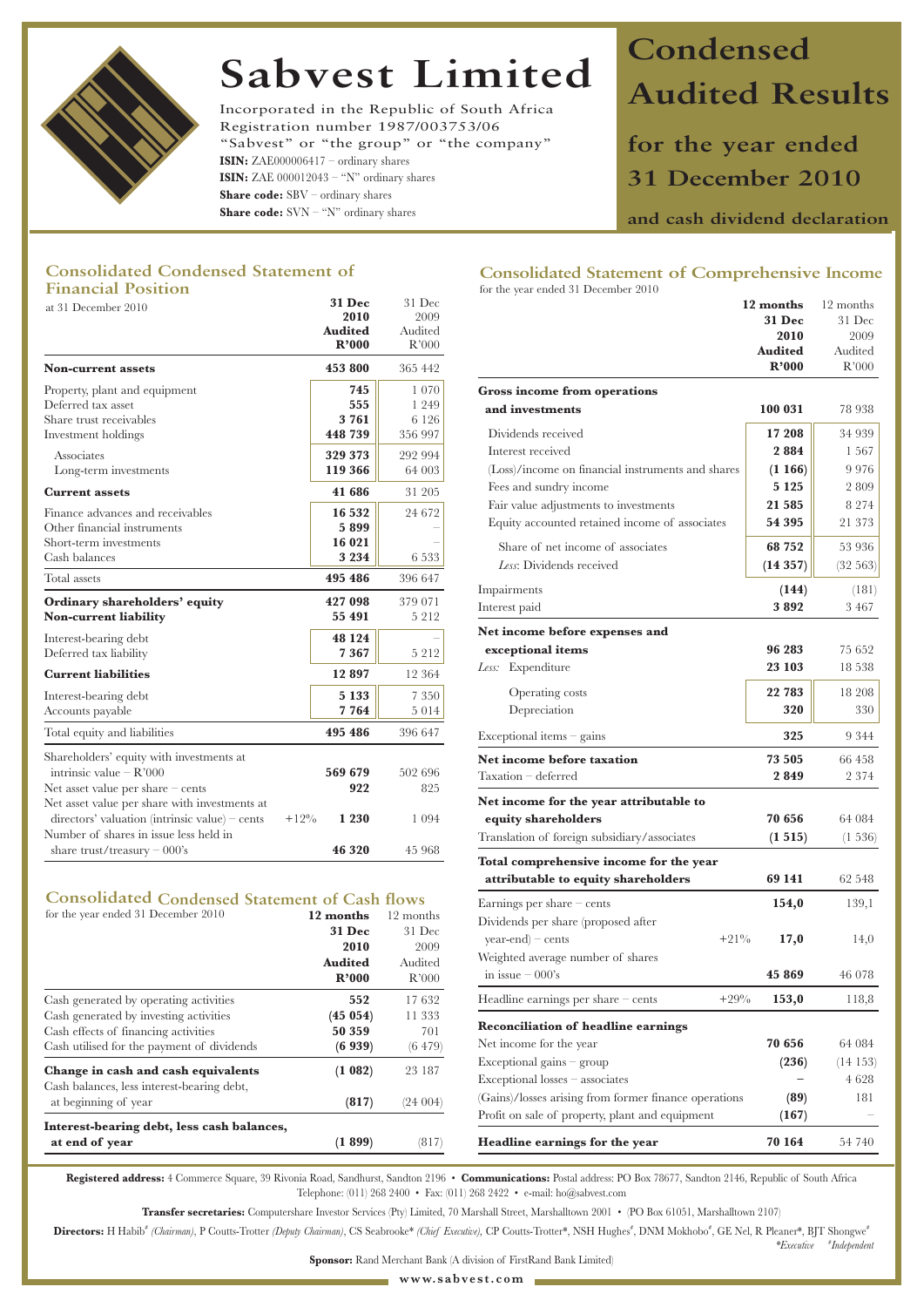# Sabvest Limited

Incorporated in the Republic of South Africa
Registration number 1987/003753/06
"Sabvest" or "the group" or "the company"
**ISIN:** ZAE000006417 – ordinary shares
**ISIN:** ZAE 000012043 – "N" ordinary shares
**Share code:** SBV – ordinary shares
**Share code:** SVN – "N" ordinary shares

# Condensed Audited Results

## for the year ended 31 December 2010

### and cash dividend declaration

## Consolidated Condensed Statement of Financial Position

at 31 December 2010

| | | 31 Dec 2010 Audited R'000 | 31 Dec 2009 Audited R'000 |
|---|---|---|---|
| **Non-current assets** | | **453 800** | 365 442 |
| Property, plant and equipment | | **745** | 1 070 |
| Deferred tax asset | | **555** | 1 249 |
| Share trust receivables | | **3 761** | 6 126 |
| Investment holdings | | **448 739** | 356 997 |
| Associates | | **329 373** | 292 994 |
| Long-term investments | | **119 366** | 64 003 |
| **Current assets** | | **41 686** | 31 205 |
| Finance advances and receivables | | **16 532** | 24 672 |
| Other financial instruments | | **5 899** | – |
| Short-term investments | | **16 021** | – |
| Cash balances | | **3 234** | 6 533 |
| Total assets | | **495 486** | 396 647 |
| **Ordinary shareholders' equity** | | **427 098** | 379 071 |
| **Non-current liability** | | **55 491** | 5 212 |
| Interest-bearing debt | | **48 124** | – |
| Deferred tax liability | | **7 367** | 5 212 |
| **Current liabilities** | | **12 897** | 12 364 |
| Interest-bearing debt | | **5 133** | 7 350 |
| Accounts payable | | **7 764** | 5 014 |
| Total equity and liabilities | | **495 486** | 396 647 |
| Shareholders' equity with investments at intrinsic value – R'000 | | **569 679** | 502 696 |
| Net asset value per share – cents | | **922** | 825 |
| Net asset value per share with investments at directors' valuation (intrinsic value) – cents | +12% | **1 230** | 1 094 |
| Number of shares in issue less held in share trust/treasury – 000's | | **46 320** | 45 968 |

## Consolidated Condensed Statement of Cash flows

for the year ended 31 December 2010

| | 12 months 31 Dec 2010 Audited R'000 | 12 months 31 Dec 2009 Audited R'000 |
|---|---|---|
| Cash generated by operating activities | **552** | 17 632 |
| Cash generated by investing activities | **(45 054)** | 11 333 |
| Cash effects of financing activities | **50 359** | 701 |
| Cash utilised for the payment of dividends | **(6 939)** | (6 479) |
| **Change in cash and cash equivalents** | **(1 082)** | 23 187 |
| Cash balances, less interest-bearing debt, at beginning of year | **(817)** | (24 004) |
| **Interest-bearing debt, less cash balances, at end of year** | **(1 899)** | (817) |

## Consolidated Statement of Comprehensive Income

for the year ended 31 December 2010

| | | 12 months 31 Dec 2010 Audited R'000 | 12 months 31 Dec 2009 Audited R'000 |
|---|---|---|---|
| **Gross income from operations and investments** | | **100 031** | 78 938 |
| Dividends received | | **17 208** | 34 939 |
| Interest received | | **2 884** | 1 567 |
| (Loss)/income on financial instruments and shares | | **(1 166)** | 9 976 |
| Fees and sundry income | | **5 125** | 2 809 |
| Fair value adjustments to investments | | **21 585** | 8 274 |
| Equity accounted retained income of associates | | **54 395** | 21 373 |
| Share of net income of associates | | **68 752** | 53 936 |
| *Less*: Dividends received | | **(14 357)** | (32 563) |
| Impairments | | **(144)** | (181) |
| Interest paid | | **3 892** | 3 467 |
| **Net income before expenses and exceptional items** | | **96 283** | 75 652 |
| *Less:* Expenditure | | **23 103** | 18 538 |
| Operating costs | | **22 783** | 18 208 |
| Depreciation | | **320** | 330 |
| Exceptional items – gains | | **325** | 9 344 |
| **Net income before taxation** | | **73 505** | 66 458 |
| Taxation – deferred | | **2 849** | 2 374 |
| **Net income for the year attributable to equity shareholders** | | **70 656** | 64 084 |
| Translation of foreign subsidiary/associates | | **(1 515)** | (1 536) |
| **Total comprehensive income for the year attributable to equity shareholders** | | **69 141** | 62 548 |
| Earnings per share – cents | | **154,0** | 139,1 |
| Dividends per share (proposed after year-end) – cents | +21% | **17,0** | 14,0 |
| Weighted average number of shares in issue – 000's | | **45 869** | 46 078 |
| Headline earnings per share – cents | +29% | **153,0** | 118,8 |
| **Reconciliation of headline earnings** | | | |
| Net income for the year | | **70 656** | 64 084 |
| Exceptional gains – group | | **(236)** | (14 153) |
| Exceptional losses – associates | | **–** | 4 628 |
| (Gains)/losses arising from former finance operations | | **(89)** | 181 |
| Profit on sale of property, plant and equipment | | **(167)** | – |
| **Headline earnings for the year** | | **70 164** | 54 740 |

**Registered address:** 4 Commerce Square, 39 Rivonia Road, Sandhurst, Sandton 2196 • **Communications:** Postal address: PO Box 78677, Sandton 2146, Republic of South Africa Telephone: (011) 268 2400 • Fax: (011) 268 2422 • e-mail: ho@sabvest.com

**Transfer secretaries:** Computershare Investor Services (Pty) Limited, 70 Marshall Street, Marshalltown 2001 • (PO Box 61051, Marshalltown 2107)

**Directors:** H Habib# *(Chairman)*, P Coutts-Trotter *(Deputy Chairman)*, CS Seabrooke* *(Chief Executive)*, CP Coutts-Trotter*, NSH Hughes#, DNM Mokhobo#, GE Nel, R Pleaner*, BJT Shongwe#

*\*Executive #Independent*

**Sponsor:** Rand Merchant Bank (A division of FirstRand Bank Limited)

www.sabvest.com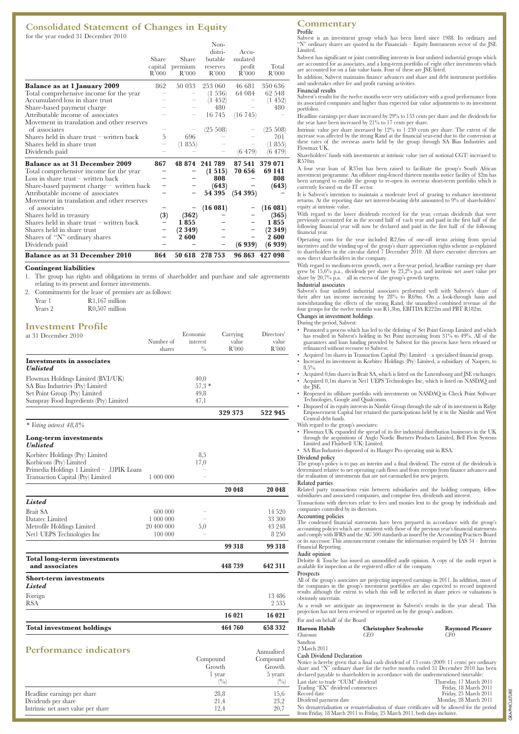## Consolidated Statement of Changes in Equity

for the year ended 31 December 2010

| | Share capital R'000 | Share premium R'000 | Non-distributable reserves R'000 | Accumulated profit R'000 | Total R'000 |
|---|---|---|---|---|---|
| **Balance as at 1 January 2009** | 862 | 50 033 | 253 060 | 46 681 | 350 636 |
| Total comprehensive income for the year | – | – | (1 536) | 64 084 | 62 548 |
| Accumulated loss in share trust | – | – | (1 452) | – | (1 452) |
| Share-based payment charge | – | – | 480 | – | 480 |
| Attributable income of associates | – | – | 16 745 | (16 745) | – |
| Movement in translation and other reserves of associates | – | – | (25 508) | – | (25 508) |
| Shares held in share trust – written back | 5 | 696 | – | – | 701 |
| Shares held in share trust | – | (1 855) | – | – | (1 855) |
| Dividends paid | – | – | – | (6 479) | (6 479) |
| **Balance as at 31 December 2009** | **867** | **48 874** | **241 789** | **87 541** | **379 071** |
| Total comprehensive income for the year | **–** | **–** | **(1 515)** | **70 656** | **69 141** |
| Loss in share trust – written back | **–** | **–** | **808** | **–** | **808** |
| Share-based payment charge – written back | **–** | **–** | **(643)** | **–** | **(643)** |
| Attributable income of associates | **–** | **–** | **54 395** | **(54 395)** | **–** |
| Movement in translation and other reserves of associates | **–** | **–** | **(16 081)** | **–** | **(16 081)** |
| Shares held in treasury | **(3)** | **(362)** | **–** | **–** | **(365)** |
| Shares held in share trust – written back | **–** | **1 855** | **–** | **–** | **1 855** |
| Shares held in share trust | **–** | **(2 349)** | **–** | **–** | **(2 349)** |
| Shares of "N" ordinary shares | **–** | **2 600** | **–** | **–** | **2 600** |
| Dividends paid | **–** | **–** | **–** | **(6 939)** | **(6 939)** |
| **Balance as at 31 December 2010** | **864** | **50 618** | **278 753** | **96 863** | **427 098** |

### Contingent liabilities

1. The group has rights and obligations in terms of shareholder and purchase and sale agreements relating to its present and former investments.
2. Commitments for the lease of premises are as follows:

| | |
|---|---|
| Year 1 | R1,167 million |
| Years 2 | R0,507 million |

## Investment Profile

at 31 December 2010

| | Number of shares | Economic interest % | Carrying value R'000 | Directors' value R'000 |
|---|---|---|---|---|
| **Investments in associates** | | | | |
| ***Unlisted*** | | | | |
| Flowmax Holdings Limited (BVI/UK) | | 40,0 | | |
| SA Bias Industries (Pty) Limited | | 57,3 * | | |
| Set Point Group (Pty) Limited | | 49,8 | | |
| Sunspray Food Ingredients (Pty) Limited | | 47,1 | | |
| | | | **329 373** | **522 945** |

*\* Voting interest 48,8%*

| | Number of shares | Economic interest % | Carrying value R'000 | Directors' value R'000 |
|---|---|---|---|---|
| **Long-term investments** | | | | |
| ***Unlisted*** | | | | |
| Korbitec Holdings (Pty) Limited | | 8,5 | | |
| Korbicom (Pty) Limited | | 17,0 | | |
| Primedia Holdings 1 Limited – JJPIK Loans | | – | | |
| Transaction Capital (Pty) Limited | 1 000 000 | – | | |
| | | | **20 048** | **20 048** |
| ***Listed*** | | | | |
| Brait SA | 600 000 | – | | 14 520 |
| Datatec Limited | 1 000 000 | – | | 33 300 |
| Metrofile Holdings Limited | 20 400 000 | 5,0 | | 43 248 |
| Net1 UEPS Technologies Inc | 100 000 | – | | 8 250 |
| | | | **99 318** | **99 318** |
| **Total long-term investments and associates** | | | **448 739** | **642 311** |
| **Short-term investments** | | | | |
| ***Listed*** | | | | |
| Foreign | | | | 13 486 |
| RSA | | | | 2 535 |
| | | | **16 021** | **16 021** |
| **Total investment holdings** | | | **464 760** | **658 332** |

## Performance indicators

| | Compound Growth 1 year (%) | Annualised Compound Growth 5 years (%) |
|---|---|---|
| Headline earnings per share | 28,8 | 15,6 |
| Dividends per share | 21,4 | 23,2 |
| Intrinsic net asset value per share | 12,4 | 20,7 |

## Commentary

### Profile

Sabvest is an investment group which has been listed since 1988. Its ordinary and "N" ordinary shares are quoted in the Financials – Equity Instruments sector of the JSE Limited.

Sabvest has significant or joint controlling interests in four unlisted industrial groups which are accounted for as associates, and a long-term portfolio of eight other investments which are accounted for on a fair value basis. Four of these are JSE listed.

In addition, Sabvest maintains finance advances and share and debt instrument portfolios and undertakes other fee and profit earning activities.

### Financial results

Sabvest's results for the twelve months were very satisfactory with a good performance from its associated companies and higher than expected fair value adjustments to its investment portfolios.

Headline earnings per share increased by 29% to 153 cents per share and the dividends for the year have been increased by 21% to 17 cents per share.

Intrinsic value per share increased by 12% to 1 230 cents per share. The extent of the increase was affected by the strong Rand at the financial year-end due to the conversion at these rates of the overseas assets held by the group through SA Bias Industries and Flowmax UK.

Shareholders' funds with investments at intrinsic value (net of notional CGT) increased to R570m.

A four year loan of R35m has been raised to facilitate the group's South African investment programme. An offshore ring-fenced thirteen months notice facility of $2m has been arranged to enable the group to re-open its overseas short-term portfolio which is currently focused on the IT sector.

It is Sabvest's intention to maintain a moderate level of gearing to enhance investment returns. At the reporting date net interest-bearing debt amounted to 9% of shareholders' equity at intrinsic value.

With regard to the lower dividends received for the year, certain dividends that were previously accounted for in the second half of each year and paid in the first half of the following financial year will now be declared and paid in the first half of the following financial year.

Operating costs for the year included R2,6m of one-off items arising from special incentives and the winding up of the group's share appreciation rights scheme as explained to shareholders in the circular dated 7 December 2010. All three executive directors are now direct shareholders in the company.

With regard to medium-term growth, over a five-year period, headline earnings per share grew by 15,6% p.a., dividends per share by 23,2% p.a. and intrinsic net asset value per share by 20,7% p.a. – all in excess of the group's growth targets.

### Industrial associates

Sabvest's four unlisted industrial associates performed well with Sabvest's share of their after tax income increasing by 28% to R69m. On a look-through basis and notwithstanding the effects of the strong Rand, the unaudited combined revenue of the four groups for the twelve months was R1,3bn, EBITDA R222m and PBT R182m.

### Changes in investment holdings

During the period, Sabvest:

- Promoted a process which has led to the delisting of Set Point Group Limited and which has resulted in Sabvest's holding in Set Point increasing from 31% to 49%. All of the guarantees and loan funding provided by Sabvest for this process have been released or refinanced without recourse to Sabvest.
- Acquired 1m shares in Transaction Capital (Pty) Limited – a specialised financial group.
- Increased its investment in Korbitec Holdings (Pty) Limited, a subsidiary of Naspers, to 8,5%.
- Acquired 0,6m shares in Brait SA, which is listed on the Luxembourg and JSE exchanges.
- Acquired 0,1m shares in Net1 UEPS Technologies Inc, which is listed on NASDAQ and the JSE.
- Reopened its offshore portfolio with investments on NASDAQ in Check Point Software Technologies, Google and Qualcomm.
- Disposed of its equity interests in Nimble Group through the sale of its investment in Ridge Empowerment Capital but retained the participations held by it in the Nimble and West Central debt funds.

With regard to the group's associates:

- Flowmax UK expanded the spread of its five industrial distribution businesses in the UK through the acquisitions of Anglo Nordic Burners Products Limited, Bell Flow Systems Limited and Fluidwell (UK) Limited.
- SA Bias Industries disposed of its Hanger Pro operating unit in RSA.

### Dividend policy

The group's policy is to pay an interim and a final dividend. The extent of the dividends is determined relative to net operating cash flows and from receipts from finance advances and the realisation of investments that are not earmarked for new projects.

### Related parties

Related party transactions exist between subsidiaries and the holding company, fellow subsidiaries and associated companies, and comprise fees, dividends and interest.

Transactions with directors relate to fees and monies lent to the group by individuals and companies controlled by its directors.

### Accounting policies

The condensed financial statements have been prepared in accordance with the group's accounting policies which are consistent with those of the previous year's financial statements and comply with IFRS and the AC 500 standards as issued by the Accounting Practices Board or its successor. This announcement contains the information required by IAS 34 – Interim Financial Reporting.

### Audit opinion

Deloitte & Touche has issued an unmodified audit opinion. A copy of the audit report is available for inspection at the registered office of the company.

### Prospects

All of the group's associates are projecting improved earnings in 2011. In addition, most of the companies in the group's investment portfolios are also expected to record improved results although the extent to which this will be reflected in share prices or valuations is obviously uncertain.

As a result we anticipate an improvement in Sabvest's results in the year ahead. This projection has not been reviewed or reported on by the group's auditors.

For and on behalf of the Board

| | | |
|---|---|---|
| **Haroon Habib** | **Christopher Seabrooke** | **Raymond Pleaner** |
| *Chairman* | *CEO* | *CFO* |

Sandton
2 March 2011

### Cash Dividend Declaration

Notice is hereby given that a final cash dividend of 13 cents (2009: 11 cents) per ordinary share and "N" ordinary share for the twelve months ended 31 December 2010 has been declared payable to shareholders in accordance with the undermentioned timetable:

| | |
|---|---|
| Last date to trade "CUM" dividend | Thursday, 17 March 2011 |
| Trading "EX" dividend commences | Friday, 18 March 2011 |
| Record date | Friday, 25 March 2011 |
| Dividend payment date | Monday, 28 March 2011 |

No dematerialisation or rematerialisation of share certificates will be allowed for the period from Friday, 18 March 2011 to Friday, 25 March 2011, both days inclusive.